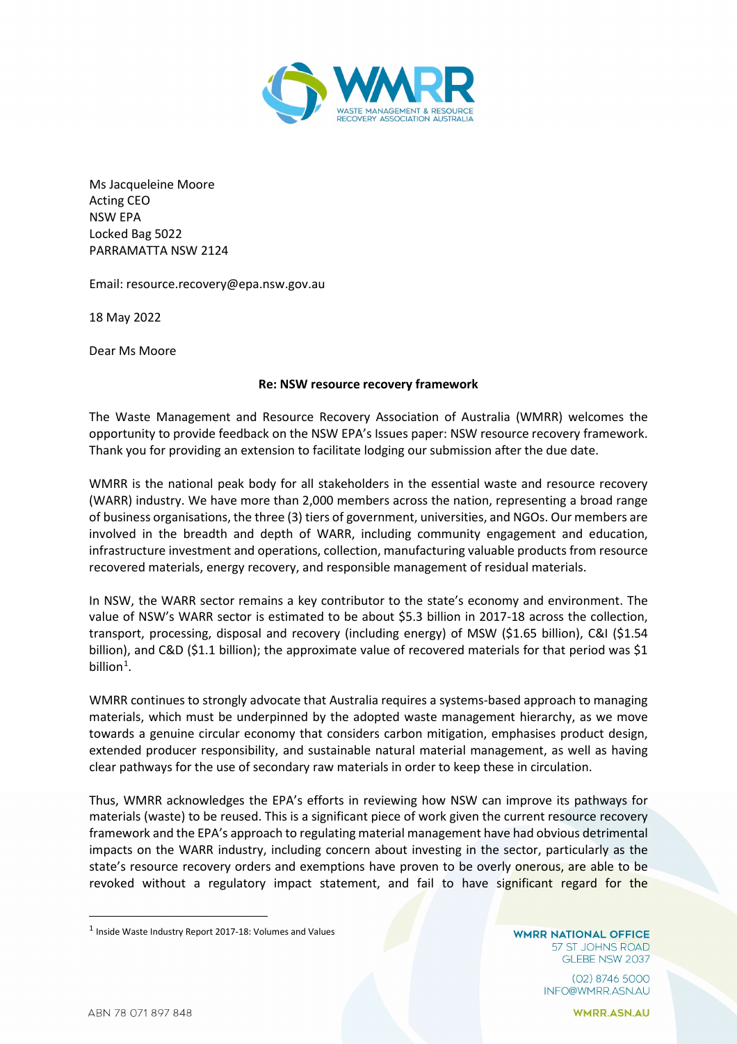Ms Jacqueleine Moore
Acting CEO
NSW EPA
Locked Bag 5022
PARRAMATTA NSW 2124

Email: resource.recovery@epa.nsw.gov.au

18 May 2022

Dear Ms Moore

**Re: NSW resource recovery framework**

The Waste Management and Resource Recovery Association of Australia (WMRR) welcomes the opportunity to provide feedback on the NSW EPA's Issues paper: NSW resource recovery framework. Thank you for providing an extension to facilitate lodging our submission after the due date.

WMRR is the national peak body for all stakeholders in the essential waste and resource recovery (WARR) industry. We have more than 2,000 members across the nation, representing a broad range of business organisations, the three (3) tiers of government, universities, and NGOs. Our members are involved in the breadth and depth of WARR, including community engagement and education, infrastructure investment and operations, collection, manufacturing valuable products from resource recovered materials, energy recovery, and responsible management of residual materials.

In NSW, the WARR sector remains a key contributor to the state's economy and environment. The value of NSW's WARR sector is estimated to be about $5.3 billion in 2017-18 across the collection, transport, processing, disposal and recovery (including energy) of MSW ($1.65 billion), C&I ($1.54 billion), and C&D ($1.1 billion); the approximate value of recovered materials for that period was $1 billion[1].

WMRR continues to strongly advocate that Australia requires a systems-based approach to managing materials, which must be underpinned by the adopted waste management hierarchy, as we move towards a genuine circular economy that considers carbon mitigation, emphasises product design, extended producer responsibility, and sustainable natural material management, as well as having clear pathways for the use of secondary raw materials in order to keep these in circulation.

Thus, WMRR acknowledges the EPA's efforts in reviewing how NSW can improve its pathways for materials (waste) to be reused. This is a significant piece of work given the current resource recovery framework and the EPA's approach to regulating material management have had obvious detrimental impacts on the WARR industry, including concern about investing in the sector, particularly as the state's resource recovery orders and exemptions have proven to be overly onerous, are able to be revoked without a regulatory impact statement, and fail to have significant regard for the

[1] Inside Waste Industry Report 2017-18: Volumes and Values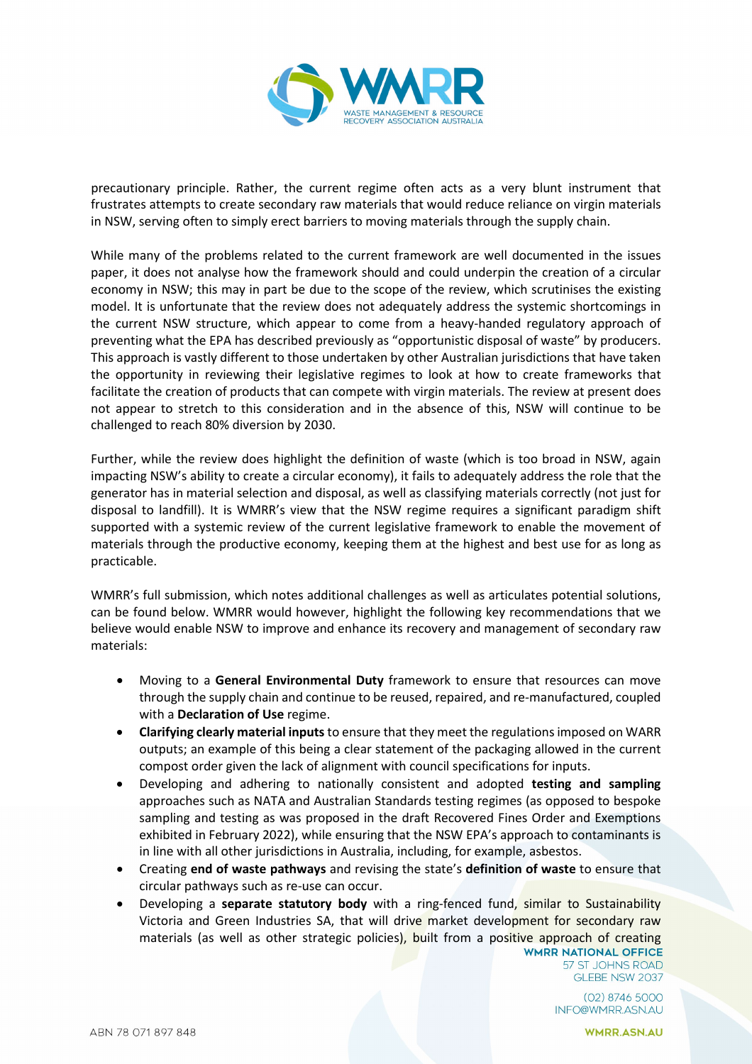precautionary principle. Rather, the current regime often acts as a very blunt instrument that frustrates attempts to create secondary raw materials that would reduce reliance on virgin materials in NSW, serving often to simply erect barriers to moving materials through the supply chain.

While many of the problems related to the current framework are well documented in the issues paper, it does not analyse how the framework should and could underpin the creation of a circular economy in NSW; this may in part be due to the scope of the review, which scrutinises the existing model. It is unfortunate that the review does not adequately address the systemic shortcomings in the current NSW structure, which appear to come from a heavy-handed regulatory approach of preventing what the EPA has described previously as "opportunistic disposal of waste" by producers. This approach is vastly different to those undertaken by other Australian jurisdictions that have taken the opportunity in reviewing their legislative regimes to look at how to create frameworks that facilitate the creation of products that can compete with virgin materials. The review at present does not appear to stretch to this consideration and in the absence of this, NSW will continue to be challenged to reach 80% diversion by 2030.

Further, while the review does highlight the definition of waste (which is too broad in NSW, again impacting NSW's ability to create a circular economy), it fails to adequately address the role that the generator has in material selection and disposal, as well as classifying materials correctly (not just for disposal to landfill). It is WMRR's view that the NSW regime requires a significant paradigm shift supported with a systemic review of the current legislative framework to enable the movement of materials through the productive economy, keeping them at the highest and best use for as long as practicable.

WMRR's full submission, which notes additional challenges as well as articulates potential solutions, can be found below. WMRR would however, highlight the following key recommendations that we believe would enable NSW to improve and enhance its recovery and management of secondary raw materials:

- Moving to a **General Environmental Duty** framework to ensure that resources can move through the supply chain and continue to be reused, repaired, and re-manufactured, coupled with a **Declaration of Use** regime.
- **Clarifying clearly material inputs** to ensure that they meet the regulations imposed on WARR outputs; an example of this being a clear statement of the packaging allowed in the current compost order given the lack of alignment with council specifications for inputs.
- Developing and adhering to nationally consistent and adopted **testing and sampling** approaches such as NATA and Australian Standards testing regimes (as opposed to bespoke sampling and testing as was proposed in the draft Recovered Fines Order and Exemptions exhibited in February 2022), while ensuring that the NSW EPA's approach to contaminants is in line with all other jurisdictions in Australia, including, for example, asbestos.
- Creating **end of waste pathways** and revising the state's **definition of waste** to ensure that circular pathways such as re-use can occur.
- Developing a **separate statutory body** with a ring-fenced fund, similar to Sustainability Victoria and Green Industries SA, that will drive market development for secondary raw materials (as well as other strategic policies), built from a positive approach of creating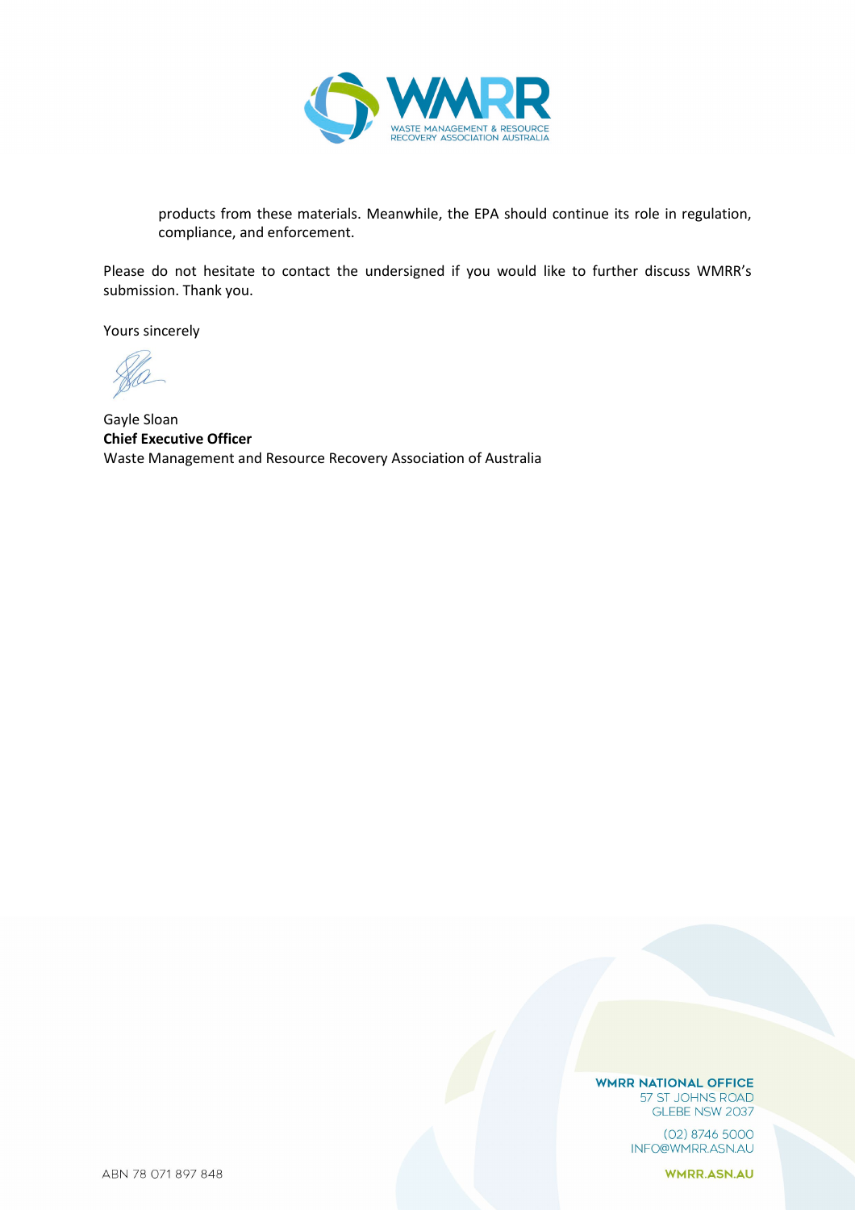products from these materials. Meanwhile, the EPA should continue its role in regulation, compliance, and enforcement.

Please do not hesitate to contact the undersigned if you would like to further discuss WMRR's submission. Thank you.

Yours sincerely

Gayle Sloan
**Chief Executive Officer**
Waste Management and Resource Recovery Association of Australia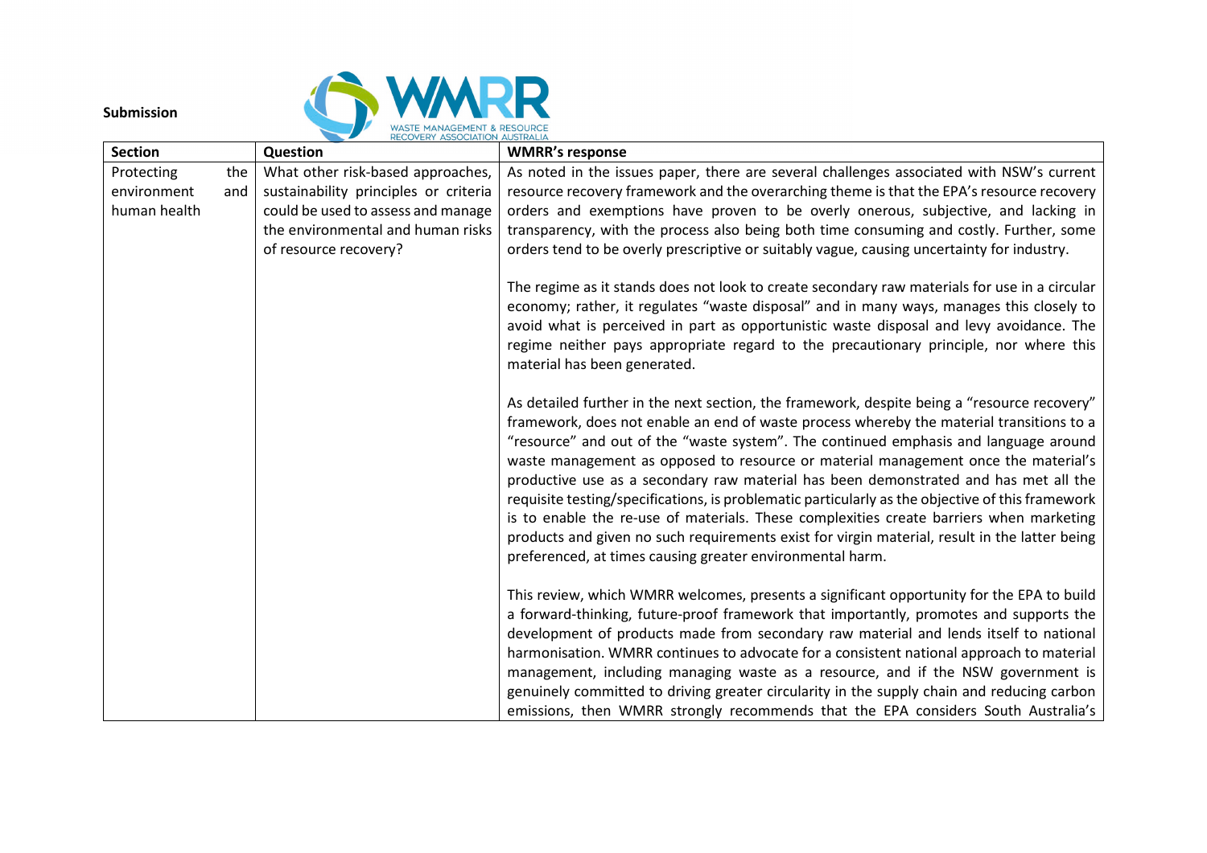**Submission**

| Section | Question | WMRR's response |
|---|---|---|
| Protecting the environment and human health | What other risk-based approaches, sustainability principles or criteria could be used to assess and manage the environmental and human risks of resource recovery? | As noted in the issues paper, there are several challenges associated with NSW's current resource recovery framework and the overarching theme is that the EPA's resource recovery orders and exemptions have proven to be overly onerous, subjective, and lacking in transparency, with the process also being both time consuming and costly. Further, some orders tend to be overly prescriptive or suitably vague, causing uncertainty for industry.<br><br>The regime as it stands does not look to create secondary raw materials for use in a circular economy; rather, it regulates "waste disposal" and in many ways, manages this closely to avoid what is perceived in part as opportunistic waste disposal and levy avoidance. The regime neither pays appropriate regard to the precautionary principle, nor where this material has been generated.<br><br>As detailed further in the next section, the framework, despite being a "resource recovery" framework, does not enable an end of waste process whereby the material transitions to a "resource" and out of the "waste system". The continued emphasis and language around waste management as opposed to resource or material management once the material's productive use as a secondary raw material has been demonstrated and has met all the requisite testing/specifications, is problematic particularly as the objective of this framework is to enable the re-use of materials. These complexities create barriers when marketing products and given no such requirements exist for virgin material, result in the latter being preferenced, at times causing greater environmental harm.<br><br>This review, which WMRR welcomes, presents a significant opportunity for the EPA to build a forward-thinking, future-proof framework that importantly, promotes and supports the development of products made from secondary raw material and lends itself to national harmonisation. WMRR continues to advocate for a consistent national approach to material management, including managing waste as a resource, and if the NSW government is genuinely committed to driving greater circularity in the supply chain and reducing carbon emissions, then WMRR strongly recommends that the EPA considers South Australia's |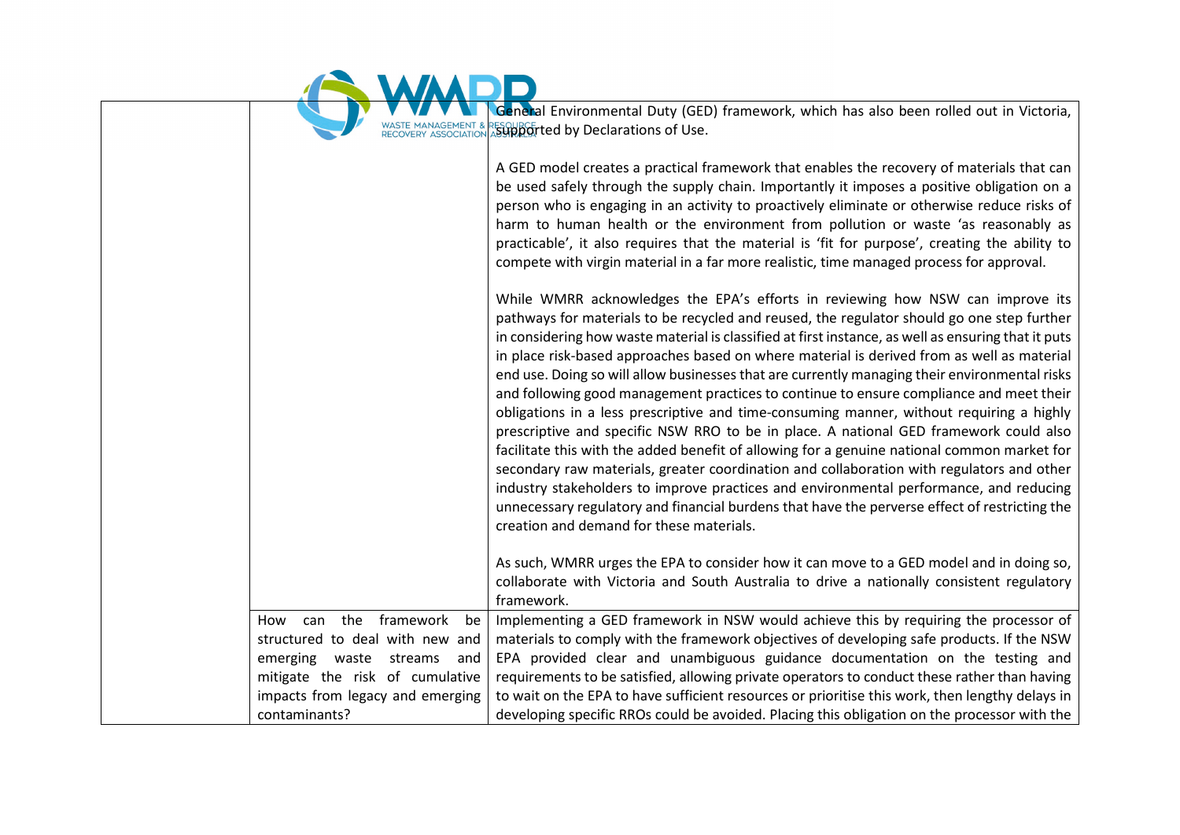| | | |
|---|---|---|
| | | General Environmental Duty (GED) framework, which has also been rolled out in Victoria, supported by Declarations of Use.<br><br>A GED model creates a practical framework that enables the recovery of materials that can be used safely through the supply chain. Importantly it imposes a positive obligation on a person who is engaging in an activity to proactively eliminate or otherwise reduce risks of harm to human health or the environment from pollution or waste 'as reasonably as practicable', it also requires that the material is 'fit for purpose', creating the ability to compete with virgin material in a far more realistic, time managed process for approval.<br><br>While WMRR acknowledges the EPA's efforts in reviewing how NSW can improve its pathways for materials to be recycled and reused, the regulator should go one step further in considering how waste material is classified at first instance, as well as ensuring that it puts in place risk-based approaches based on where material is derived from as well as material end use. Doing so will allow businesses that are currently managing their environmental risks and following good management practices to continue to ensure compliance and meet their obligations in a less prescriptive and time-consuming manner, without requiring a highly prescriptive and specific NSW RRO to be in place. A national GED framework could also facilitate this with the added benefit of allowing for a genuine national common market for secondary raw materials, greater coordination and collaboration with regulators and other industry stakeholders to improve practices and environmental performance, and reducing unnecessary regulatory and financial burdens that have the perverse effect of restricting the creation and demand for these materials.<br><br>As such, WMRR urges the EPA to consider how it can move to a GED model and in doing so, collaborate with Victoria and South Australia to drive a nationally consistent regulatory framework. |
| | How can the framework be structured to deal with new and emerging waste streams and mitigate the risk of cumulative impacts from legacy and emerging contaminants? | Implementing a GED framework in NSW would achieve this by requiring the processor of materials to comply with the framework objectives of developing safe products. If the NSW EPA provided clear and unambiguous guidance documentation on the testing and requirements to be satisfied, allowing private operators to conduct these rather than having to wait on the EPA to have sufficient resources or prioritise this work, then lengthy delays in developing specific RROs could be avoided. Placing this obligation on the processor with the |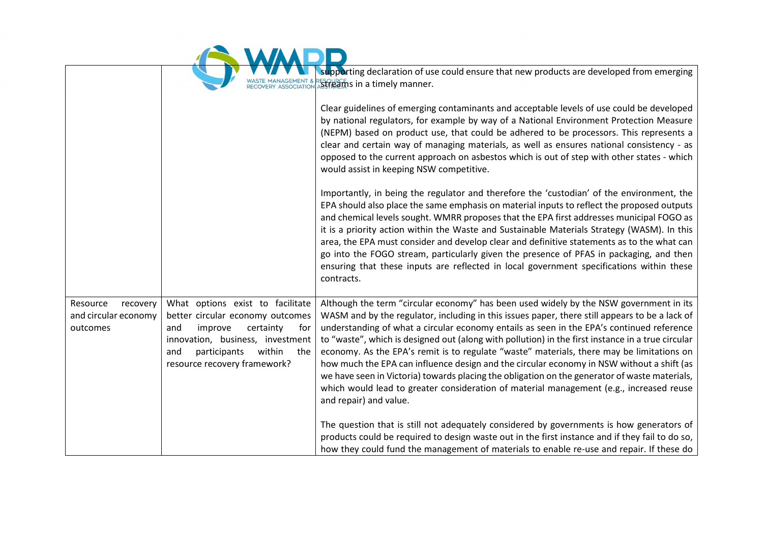| | | |
|---|---|---|
| | | supporting declaration of use could ensure that new products are developed from emerging streams in a timely manner.<br><br>Clear guidelines of emerging contaminants and acceptable levels of use could be developed by national regulators, for example by way of a National Environment Protection Measure (NEPM) based on product use, that could be adhered to be processors. This represents a clear and certain way of managing materials, as well as ensures national consistency - as opposed to the current approach on asbestos which is out of step with other states - which would assist in keeping NSW competitive.<br><br>Importantly, in being the regulator and therefore the 'custodian' of the environment, the EPA should also place the same emphasis on material inputs to reflect the proposed outputs and chemical levels sought. WMRR proposes that the EPA first addresses municipal FOGO as it is a priority action within the Waste and Sustainable Materials Strategy (WASM). In this area, the EPA must consider and develop clear and definitive statements as to the what can go into the FOGO stream, particularly given the presence of PFAS in packaging, and then ensuring that these inputs are reflected in local government specifications within these contracts. |
| Resource recovery and circular economy outcomes | What options exist to facilitate better circular economy outcomes and improve certainty for innovation, business, investment and participants within the resource recovery framework? | Although the term "circular economy" has been used widely by the NSW government in its WASM and by the regulator, including in this issues paper, there still appears to be a lack of understanding of what a circular economy entails as seen in the EPA's continued reference to "waste", which is designed out (along with pollution) in the first instance in a true circular economy. As the EPA's remit is to regulate "waste" materials, there may be limitations on how much the EPA can influence design and the circular economy in NSW without a shift (as we have seen in Victoria) towards placing the obligation on the generator of waste materials, which would lead to greater consideration of material management (e.g., increased reuse and repair) and value.<br><br>The question that is still not adequately considered by governments is how generators of products could be required to design waste out in the first instance and if they fail to do so, how they could fund the management of materials to enable re-use and repair. If these do |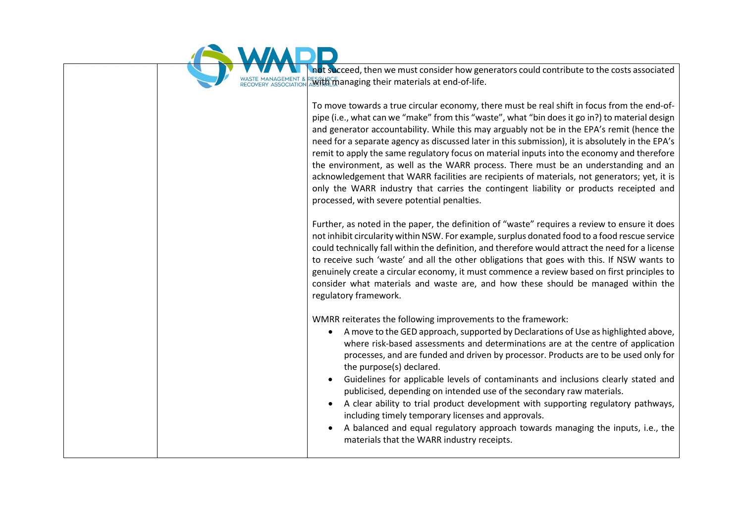| | | not succeed, then we must consider how generators could contribute to the costs associated with managing their materials at end-of-life.<br><br>To move towards a true circular economy, there must be real shift in focus from the end-of-pipe (i.e., what can we "make" from this "waste", what "bin does it go in?) to material design and generator accountability. While this may arguably not be in the EPA's remit (hence the need for a separate agency as discussed later in this submission), it is absolutely in the EPA's remit to apply the same regulatory focus on material inputs into the economy and therefore the environment, as well as the WARR process. There must be an understanding and an acknowledgement that WARR facilities are recipients of materials, not generators; yet, it is only the WARR industry that carries the contingent liability or products receipted and processed, with severe potential penalties.<br><br>Further, as noted in the paper, the definition of "waste" requires a review to ensure it does not inhibit circularity within NSW. For example, surplus donated food to a food rescue service could technically fall within the definition, and therefore would attract the need for a license to receive such 'waste' and all the other obligations that goes with this. If NSW wants to genuinely create a circular economy, it must commence a review based on first principles to consider what materials and waste are, and how these should be managed within the regulatory framework.<br><br>WMRR reiterates the following improvements to the framework:<br>• A move to the GED approach, supported by Declarations of Use as highlighted above, where risk-based assessments and determinations are at the centre of application processes, and are funded and driven by processor. Products are to be used only for the purpose(s) declared.<br>• Guidelines for applicable levels of contaminants and inclusions clearly stated and publicised, depending on intended use of the secondary raw materials.<br>• A clear ability to trial product development with supporting regulatory pathways, including timely temporary licenses and approvals.<br>• A balanced and equal regulatory approach towards managing the inputs, i.e., the materials that the WARR industry receipts. |
|---|---|---|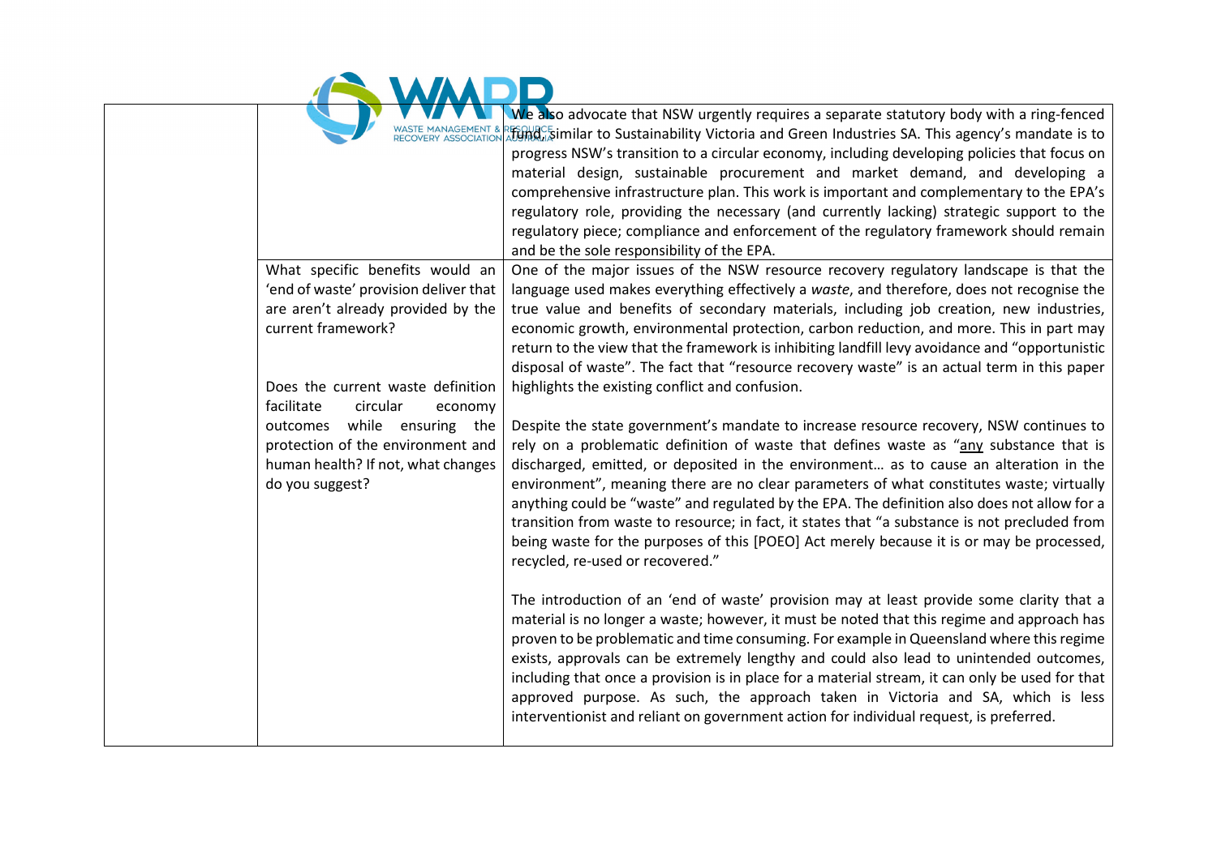| | | |
|---|---|---|
| | | We also advocate that NSW urgently requires a separate statutory body with a ring-fenced fund, similar to Sustainability Victoria and Green Industries SA. This agency's mandate is to progress NSW's transition to a circular economy, including developing policies that focus on material design, sustainable procurement and market demand, and developing a comprehensive infrastructure plan. This work is important and complementary to the EPA's regulatory role, providing the necessary (and currently lacking) strategic support to the regulatory piece; compliance and enforcement of the regulatory framework should remain and be the sole responsibility of the EPA. |
| | What specific benefits would an 'end of waste' provision deliver that are aren't already provided by the current framework?<br><br>Does the current waste definition facilitate circular economy outcomes while ensuring the protection of the environment and human health? If not, what changes do you suggest? | One of the major issues of the NSW resource recovery regulatory landscape is that the language used makes everything effectively a *waste*, and therefore, does not recognise the true value and benefits of secondary materials, including job creation, new industries, economic growth, environmental protection, carbon reduction, and more. This in part may return to the view that the framework is inhibiting landfill levy avoidance and "opportunistic disposal of waste". The fact that "resource recovery waste" is an actual term in this paper highlights the existing conflict and confusion.<br><br>Despite the state government's mandate to increase resource recovery, NSW continues to rely on a problematic definition of waste that defines waste as "<u>any</u> substance that is discharged, emitted, or deposited in the environment… as to cause an alteration in the environment", meaning there are no clear parameters of what constitutes waste; virtually anything could be "waste" and regulated by the EPA. The definition also does not allow for a transition from waste to resource; in fact, it states that "a substance is not precluded from being waste for the purposes of this [POEO] Act merely because it is or may be processed, recycled, re-used or recovered."<br><br>The introduction of an 'end of waste' provision may at least provide some clarity that a material is no longer a waste; however, it must be noted that this regime and approach has proven to be problematic and time consuming. For example in Queensland where this regime exists, approvals can be extremely lengthy and could also lead to unintended outcomes, including that once a provision is in place for a material stream, it can only be used for that approved purpose. As such, the approach taken in Victoria and SA, which is less interventionist and reliant on government action for individual request, is preferred. |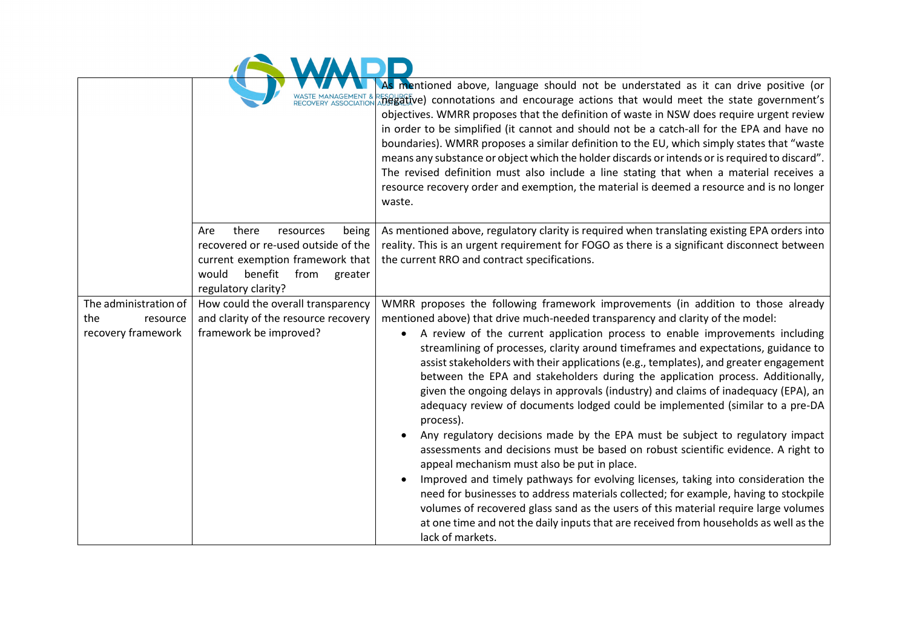| | | |
|---|---|---|
| | | As mentioned above, language should not be understated as it can drive positive (or negative) connotations and encourage actions that would meet the state government's objectives. WMRR proposes that the definition of waste in NSW does require urgent review in order to be simplified (it cannot and should not be a catch-all for the EPA and have no boundaries). WMRR proposes a similar definition to the EU, which simply states that "waste means any substance or object which the holder discards or intends or is required to discard". The revised definition must also include a line stating that when a material receives a resource recovery order and exemption, the material is deemed a resource and is no longer waste. |
| | Are there resources being recovered or re-used outside of the current exemption framework that would benefit from greater regulatory clarity? | As mentioned above, regulatory clarity is required when translating existing EPA orders into reality. This is an urgent requirement for FOGO as there is a significant disconnect between the current RRO and contract specifications. |
| The administration of the resource recovery framework | How could the overall transparency and clarity of the resource recovery framework be improved? | WMRR proposes the following framework improvements (in addition to those already mentioned above) that drive much-needed transparency and clarity of the model:<br>• A review of the current application process to enable improvements including streamlining of processes, clarity around timeframes and expectations, guidance to assist stakeholders with their applications (e.g., templates), and greater engagement between the EPA and stakeholders during the application process. Additionally, given the ongoing delays in approvals (industry) and claims of inadequacy (EPA), an adequacy review of documents lodged could be implemented (similar to a pre-DA process).<br>• Any regulatory decisions made by the EPA must be subject to regulatory impact assessments and decisions must be based on robust scientific evidence. A right to appeal mechanism must also be put in place.<br>• Improved and timely pathways for evolving licenses, taking into consideration the need for businesses to address materials collected; for example, having to stockpile volumes of recovered glass sand as the users of this material require large volumes at one time and not the daily inputs that are received from households as well as the lack of markets. |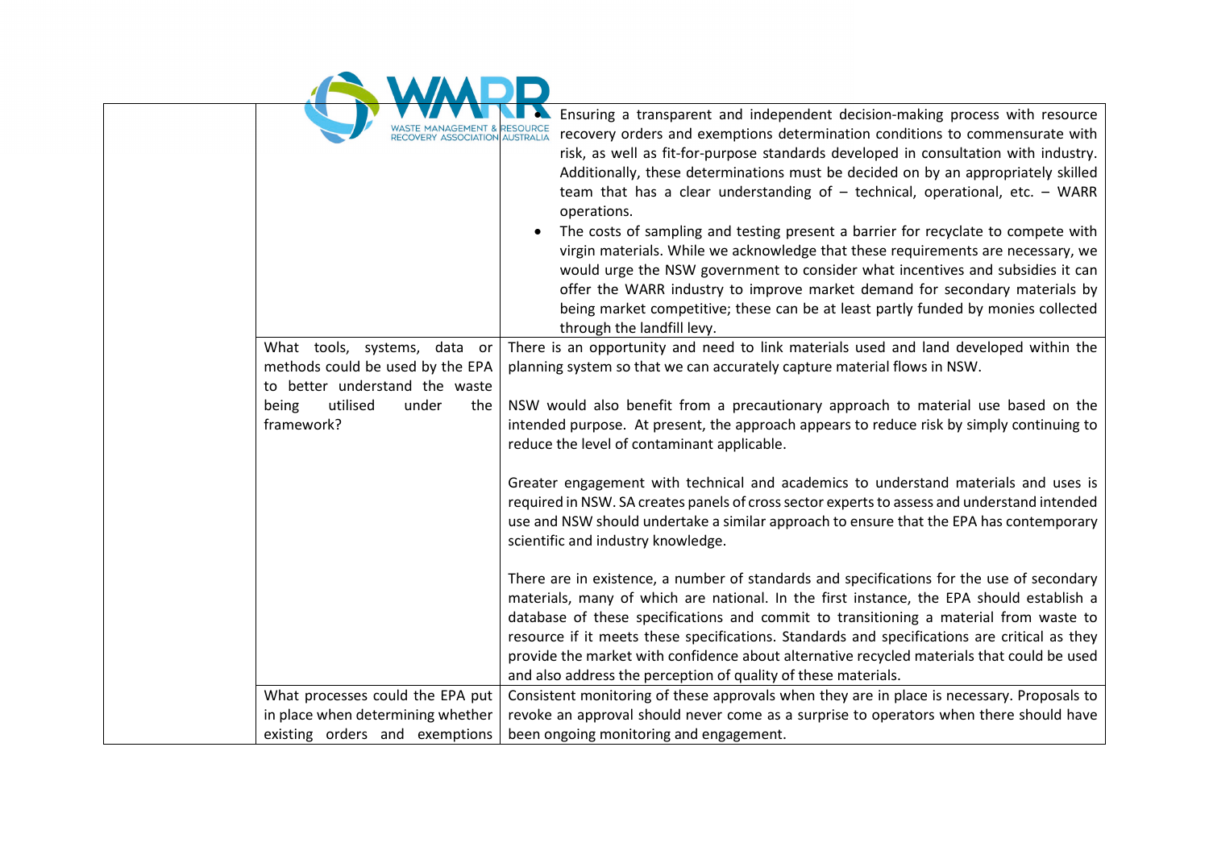| | | |
|---|---|---|
| | | • Ensuring a transparent and independent decision-making process with resource recovery orders and exemptions determination conditions to commensurate with risk, as well as fit-for-purpose standards developed in consultation with industry. Additionally, these determinations must be decided on by an appropriately skilled team that has a clear understanding of – technical, operational, etc. – WARR operations.<br>• The costs of sampling and testing present a barrier for recyclate to compete with virgin materials. While we acknowledge that these requirements are necessary, we would urge the NSW government to consider what incentives and subsidies it can offer the WARR industry to improve market demand for secondary materials by being market competitive; these can be at least partly funded by monies collected through the landfill levy. |
| | What tools, systems, data or methods could be used by the EPA to better understand the waste being utilised under the framework? | There is an opportunity and need to link materials used and land developed within the planning system so that we can accurately capture material flows in NSW.<br><br>NSW would also benefit from a precautionary approach to material use based on the intended purpose. At present, the approach appears to reduce risk by simply continuing to reduce the level of contaminant applicable.<br><br>Greater engagement with technical and academics to understand materials and uses is required in NSW. SA creates panels of cross sector experts to assess and understand intended use and NSW should undertake a similar approach to ensure that the EPA has contemporary scientific and industry knowledge.<br><br>There are in existence, a number of standards and specifications for the use of secondary materials, many of which are national. In the first instance, the EPA should establish a database of these specifications and commit to transitioning a material from waste to resource if it meets these specifications. Standards and specifications are critical as they provide the market with confidence about alternative recycled materials that could be used and also address the perception of quality of these materials. |
| | What processes could the EPA put in place when determining whether existing orders and exemptions | Consistent monitoring of these approvals when they are in place is necessary. Proposals to revoke an approval should never come as a surprise to operators when there should have been ongoing monitoring and engagement. |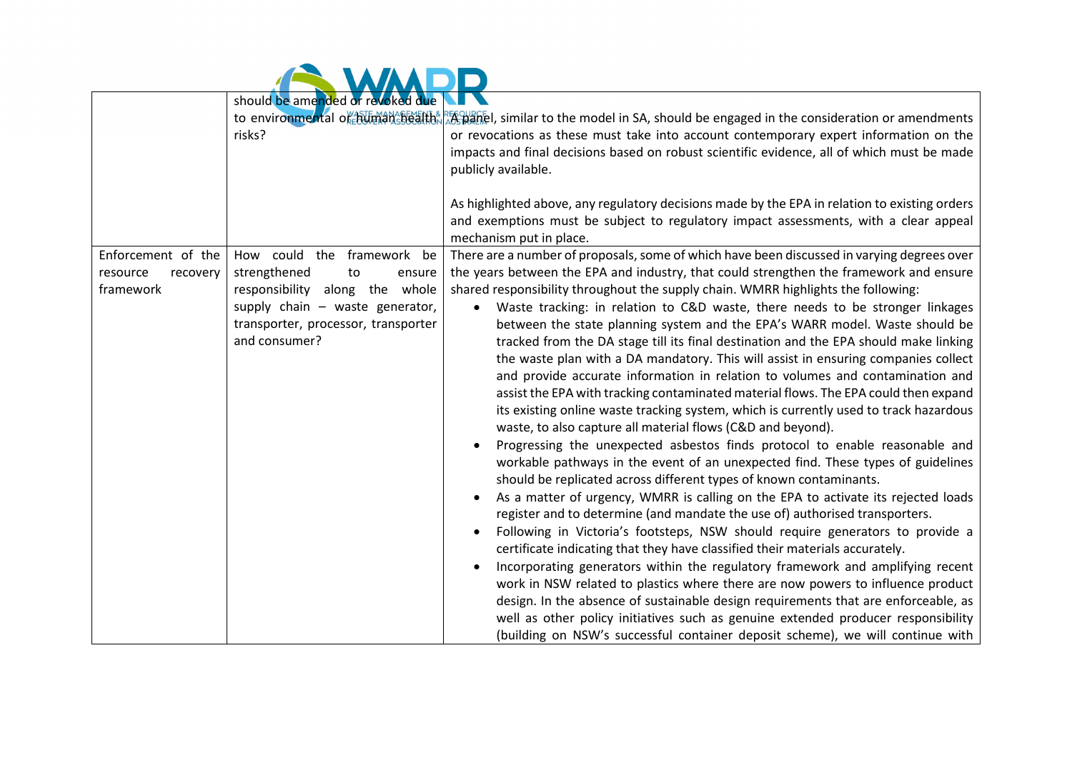| | | |
|---|---|---|
| | should be amended or revoked due to environmental or human health risks? | A panel, similar to the model in SA, should be engaged in the consideration or amendments or revocations as these must take into account contemporary expert information on the impacts and final decisions based on robust scientific evidence, all of which must be made publicly available.<br><br>As highlighted above, any regulatory decisions made by the EPA in relation to existing orders and exemptions must be subject to regulatory impact assessments, with a clear appeal mechanism put in place. |
| Enforcement of the resource recovery framework | How could the framework be strengthened to ensure responsibility along the whole supply chain – waste generator, transporter, processor, transporter and consumer? | There are a number of proposals, some of which have been discussed in varying degrees over the years between the EPA and industry, that could strengthen the framework and ensure shared responsibility throughout the supply chain. WMRR highlights the following:<br>• Waste tracking: in relation to C&D waste, there needs to be stronger linkages between the state planning system and the EPA's WARR model. Waste should be tracked from the DA stage till its final destination and the EPA should make linking the waste plan with a DA mandatory. This will assist in ensuring companies collect and provide accurate information in relation to volumes and contamination and assist the EPA with tracking contaminated material flows. The EPA could then expand its existing online waste tracking system, which is currently used to track hazardous waste, to also capture all material flows (C&D and beyond).<br>• Progressing the unexpected asbestos finds protocol to enable reasonable and workable pathways in the event of an unexpected find. These types of guidelines should be replicated across different types of known contaminants.<br>• As a matter of urgency, WMRR is calling on the EPA to activate its rejected loads register and to determine (and mandate the use of) authorised transporters.<br>• Following in Victoria's footsteps, NSW should require generators to provide a certificate indicating that they have classified their materials accurately.<br>• Incorporating generators within the regulatory framework and amplifying recent work in NSW related to plastics where there are now powers to influence product design. In the absence of sustainable design requirements that are enforceable, as well as other policy initiatives such as genuine extended producer responsibility (building on NSW's successful container deposit scheme), we will continue with |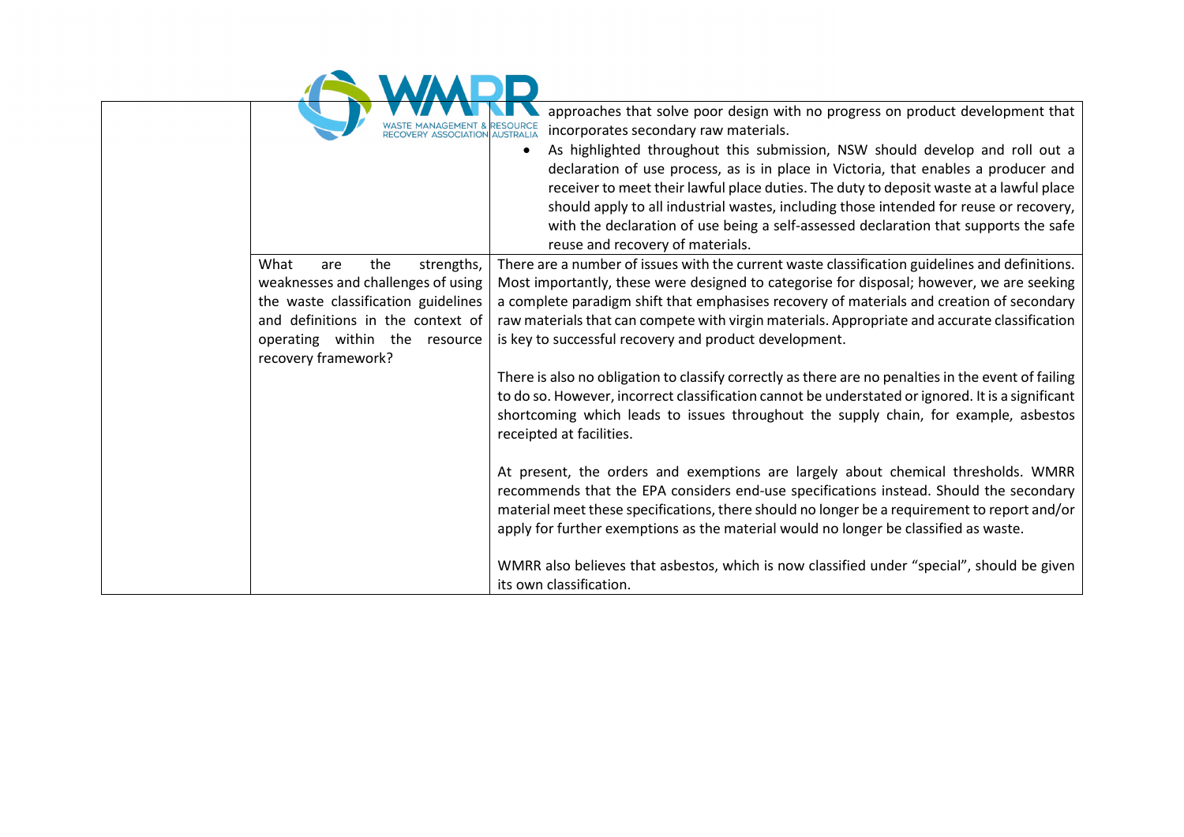| | | |
|---|---|---|
| | | approaches that solve poor design with no progress on product development that incorporates secondary raw materials.<br>• As highlighted throughout this submission, NSW should develop and roll out a declaration of use process, as is in place in Victoria, that enables a producer and receiver to meet their lawful place duties. The duty to deposit waste at a lawful place should apply to all industrial wastes, including those intended for reuse or recovery, with the declaration of use being a self-assessed declaration that supports the safe reuse and recovery of materials. |
| | What are the strengths, weaknesses and challenges of using the waste classification guidelines and definitions in the context of operating within the resource recovery framework? | There are a number of issues with the current waste classification guidelines and definitions. Most importantly, these were designed to categorise for disposal; however, we are seeking a complete paradigm shift that emphasises recovery of materials and creation of secondary raw materials that can compete with virgin materials. Appropriate and accurate classification is key to successful recovery and product development.<br><br>There is also no obligation to classify correctly as there are no penalties in the event of failing to do so. However, incorrect classification cannot be understated or ignored. It is a significant shortcoming which leads to issues throughout the supply chain, for example, asbestos receipted at facilities.<br><br>At present, the orders and exemptions are largely about chemical thresholds. WMRR recommends that the EPA considers end-use specifications instead. Should the secondary material meet these specifications, there should no longer be a requirement to report and/or apply for further exemptions as the material would no longer be classified as waste.<br><br>WMRR also believes that asbestos, which is now classified under "special", should be given its own classification. |